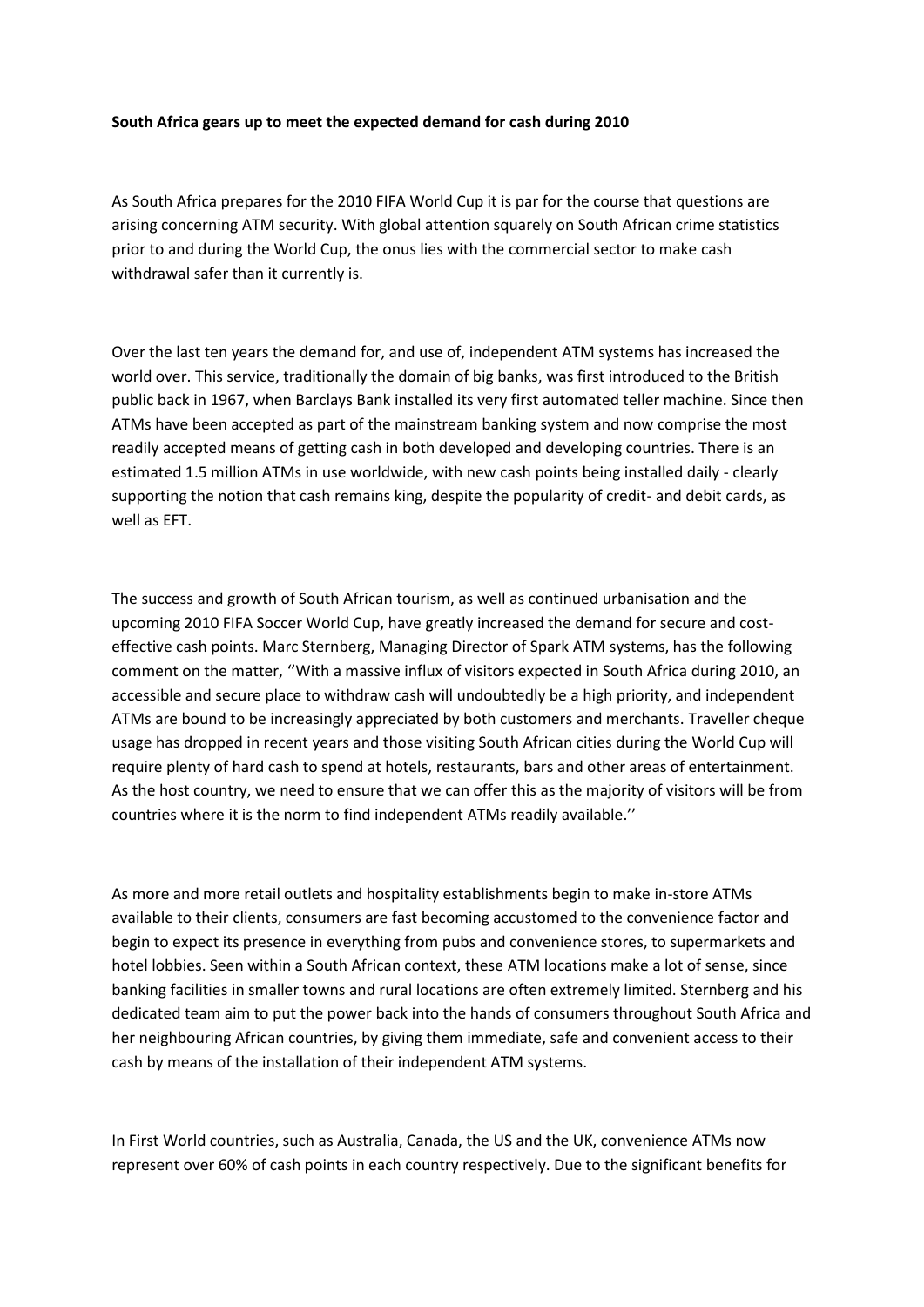**South Africa gears up to meet the expected demand for cash during 2010**

As South Africa prepares for the 2010 FIFA World Cup it is par for the course that questions are arising concerning ATM security. With global attention squarely on South African crime statistics prior to and during the World Cup, the onus lies with the commercial sector to make cash withdrawal safer than it currently is.

Over the last ten years the demand for, and use of, independent ATM systems has increased the world over. This service, traditionally the domain of big banks, was first introduced to the British public back in 1967, when Barclays Bank installed its very first automated teller machine. Since then ATMs have been accepted as part of the mainstream banking system and now comprise the most readily accepted means of getting cash in both developed and developing countries. There is an estimated 1.5 million ATMs in use worldwide, with new cash points being installed daily - clearly supporting the notion that cash remains king, despite the popularity of credit- and debit cards, as well as EFT.

The success and growth of South African tourism, as well as continued urbanisation and the upcoming 2010 FIFA Soccer World Cup, have greatly increased the demand for secure and cost-effective cash points. Marc Sternberg, Managing Director of Spark ATM systems, has the following comment on the matter, ''With a massive influx of visitors expected in South Africa during 2010, an accessible and secure place to withdraw cash will undoubtedly be a high priority, and independent ATMs are bound to be increasingly appreciated by both customers and merchants. Traveller cheque usage has dropped in recent years and those visiting South African cities during the World Cup will require plenty of hard cash to spend at hotels, restaurants, bars and other areas of entertainment. As the host country, we need to ensure that we can offer this as the majority of visitors will be from countries where it is the norm to find independent ATMs readily available.''

As more and more retail outlets and hospitality establishments begin to make in-store ATMs available to their clients, consumers are fast becoming accustomed to the convenience factor and begin to expect its presence in everything from pubs and convenience stores, to supermarkets and hotel lobbies. Seen within a South African context, these ATM locations make a lot of sense, since banking facilities in smaller towns and rural locations are often extremely limited. Sternberg and his dedicated team aim to put the power back into the hands of consumers throughout South Africa and her neighbouring African countries, by giving them immediate, safe and convenient access to their cash by means of the installation of their independent ATM systems.

In First World countries, such as Australia, Canada, the US and the UK, convenience ATMs now represent over 60% of cash points in each country respectively. Due to the significant benefits for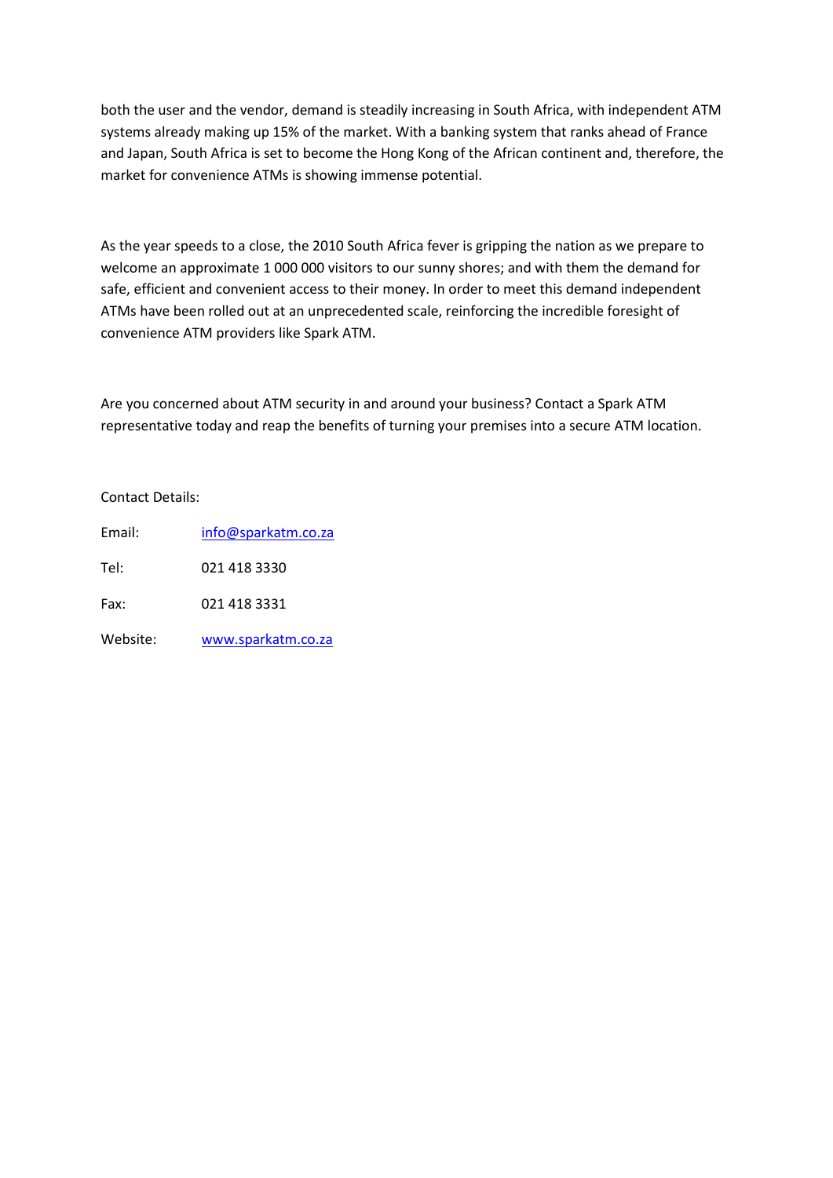both the user and the vendor, demand is steadily increasing in South Africa, with independent ATM systems already making up 15% of the market. With a banking system that ranks ahead of France and Japan, South Africa is set to become the Hong Kong of the African continent and, therefore, the market for convenience ATMs is showing immense potential.

As the year speeds to a close, the 2010 South Africa fever is gripping the nation as we prepare to welcome an approximate 1 000 000 visitors to our sunny shores; and with them the demand for safe, efficient and convenient access to their money. In order to meet this demand independent ATMs have been rolled out at an unprecedented scale, reinforcing the incredible foresight of convenience ATM providers like Spark ATM.

Are you concerned about ATM security in and around your business? Contact a Spark ATM representative today and reap the benefits of turning your premises into a secure ATM location.

Contact Details:

Email: info@sparkatm.co.za

Tel: 021 418 3330

Fax: 021 418 3331

Website: www.sparkatm.co.za